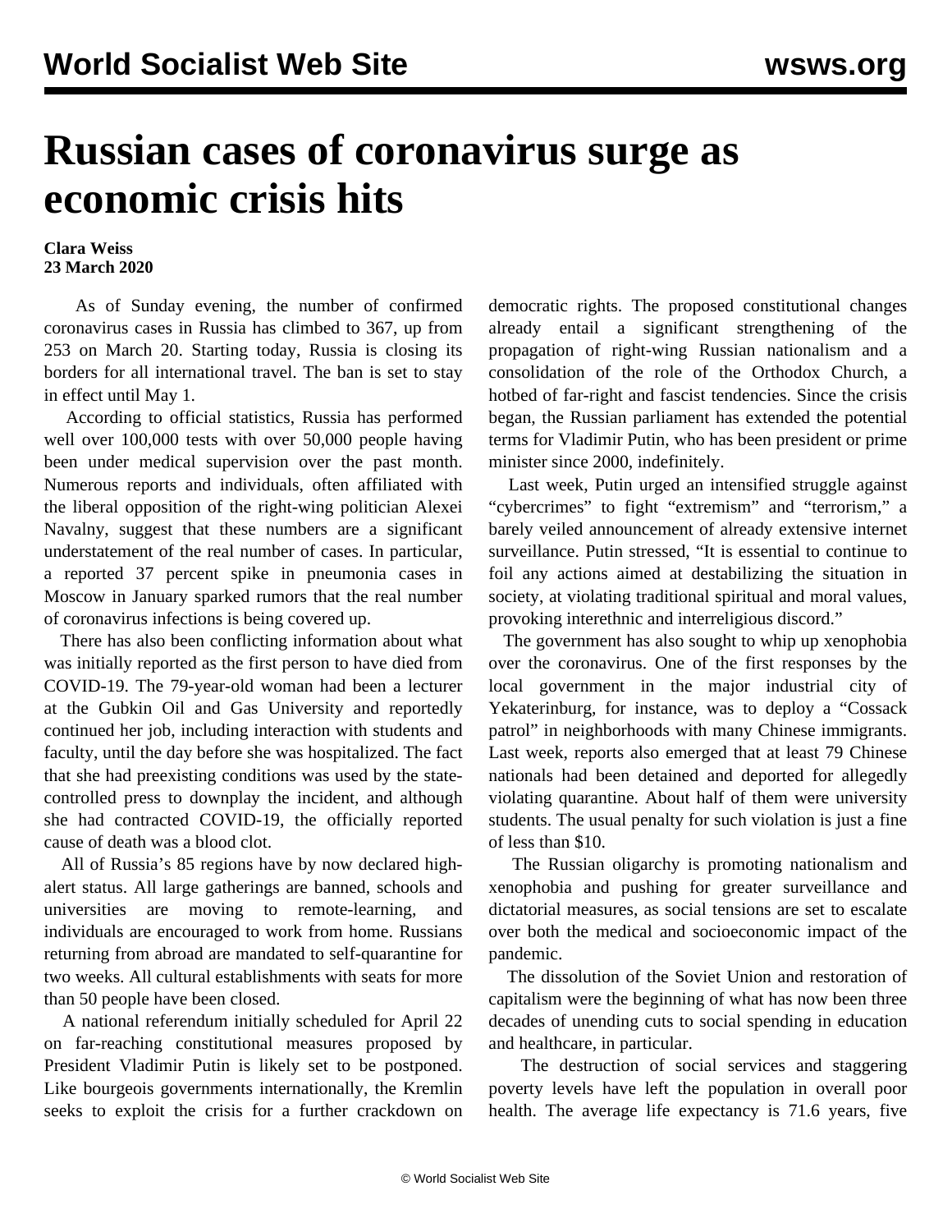# Russian cases of coronavirus surge as economic crisis hits

**Clara Weiss**
**23 March 2020**

As of Sunday evening, the number of confirmed coronavirus cases in Russia has climbed to 367, up from 253 on March 20. Starting today, Russia is closing its borders for all international travel. The ban is set to stay in effect until May 1.

According to official statistics, Russia has performed well over 100,000 tests with over 50,000 people having been under medical supervision over the past month. Numerous reports and individuals, often affiliated with the liberal opposition of the right-wing politician Alexei Navalny, suggest that these numbers are a significant understatement of the real number of cases. In particular, a reported 37 percent spike in pneumonia cases in Moscow in January sparked rumors that the real number of coronavirus infections is being covered up.

There has also been conflicting information about what was initially reported as the first person to have died from COVID-19. The 79-year-old woman had been a lecturer at the Gubkin Oil and Gas University and reportedly continued her job, including interaction with students and faculty, until the day before she was hospitalized. The fact that she had preexisting conditions was used by the state-controlled press to downplay the incident, and although she had contracted COVID-19, the officially reported cause of death was a blood clot.

All of Russia's 85 regions have by now declared high-alert status. All large gatherings are banned, schools and universities are moving to remote-learning, and individuals are encouraged to work from home. Russians returning from abroad are mandated to self-quarantine for two weeks. All cultural establishments with seats for more than 50 people have been closed.

A national referendum initially scheduled for April 22 on far-reaching constitutional measures proposed by President Vladimir Putin is likely set to be postponed. Like bourgeois governments internationally, the Kremlin seeks to exploit the crisis for a further crackdown on democratic rights. The proposed constitutional changes already entail a significant strengthening of the propagation of right-wing Russian nationalism and a consolidation of the role of the Orthodox Church, a hotbed of far-right and fascist tendencies. Since the crisis began, the Russian parliament has extended the potential terms for Vladimir Putin, who has been president or prime minister since 2000, indefinitely.

Last week, Putin urged an intensified struggle against "cybercrimes" to fight "extremism" and "terrorism," a barely veiled announcement of already extensive internet surveillance. Putin stressed, "It is essential to continue to foil any actions aimed at destabilizing the situation in society, at violating traditional spiritual and moral values, provoking interethnic and interreligious discord."

The government has also sought to whip up xenophobia over the coronavirus. One of the first responses by the local government in the major industrial city of Yekaterinburg, for instance, was to deploy a "Cossack patrol" in neighborhoods with many Chinese immigrants. Last week, reports also emerged that at least 79 Chinese nationals had been detained and deported for allegedly violating quarantine. About half of them were university students. The usual penalty for such violation is just a fine of less than $10.

The Russian oligarchy is promoting nationalism and xenophobia and pushing for greater surveillance and dictatorial measures, as social tensions are set to escalate over both the medical and socioeconomic impact of the pandemic.

The dissolution of the Soviet Union and restoration of capitalism were the beginning of what has now been three decades of unending cuts to social spending in education and healthcare, in particular.

The destruction of social services and staggering poverty levels have left the population in overall poor health. The average life expectancy is 71.6 years, five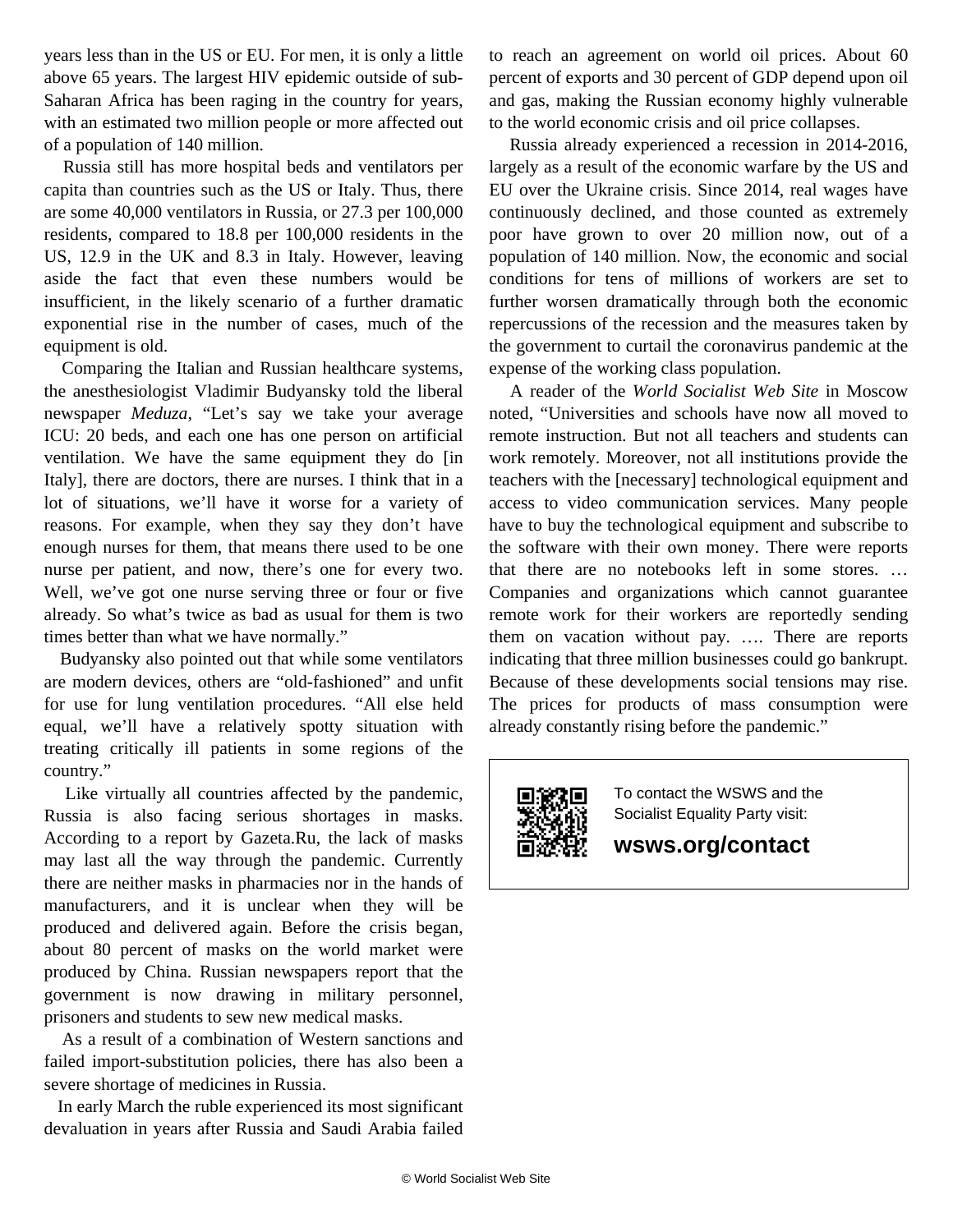years less than in the US or EU. For men, it is only a little above 65 years. The largest HIV epidemic outside of sub-Saharan Africa has been raging in the country for years, with an estimated two million people or more affected out of a population of 140 million.

Russia still has more hospital beds and ventilators per capita than countries such as the US or Italy. Thus, there are some 40,000 ventilators in Russia, or 27.3 per 100,000 residents, compared to 18.8 per 100,000 residents in the US, 12.9 in the UK and 8.3 in Italy. However, leaving aside the fact that even these numbers would be insufficient, in the likely scenario of a further dramatic exponential rise in the number of cases, much of the equipment is old.

Comparing the Italian and Russian healthcare systems, the anesthesiologist Vladimir Budyansky told the liberal newspaper *Meduza*, "Let's say we take your average ICU: 20 beds, and each one has one person on artificial ventilation. We have the same equipment they do [in Italy], there are doctors, there are nurses. I think that in a lot of situations, we'll have it worse for a variety of reasons. For example, when they say they don't have enough nurses for them, that means there used to be one nurse per patient, and now, there's one for every two. Well, we've got one nurse serving three or four or five already. So what's twice as bad as usual for them is two times better than what we have normally."

Budyansky also pointed out that while some ventilators are modern devices, others are "old-fashioned" and unfit for use for lung ventilation procedures. "All else held equal, we'll have a relatively spotty situation with treating critically ill patients in some regions of the country."

Like virtually all countries affected by the pandemic, Russia is also facing serious shortages in masks. According to a report by Gazeta.Ru, the lack of masks may last all the way through the pandemic. Currently there are neither masks in pharmacies nor in the hands of manufacturers, and it is unclear when they will be produced and delivered again. Before the crisis began, about 80 percent of masks on the world market were produced by China. Russian newspapers report that the government is now drawing in military personnel, prisoners and students to sew new medical masks.

As a result of a combination of Western sanctions and failed import-substitution policies, there has also been a severe shortage of medicines in Russia.

In early March the ruble experienced its most significant devaluation in years after Russia and Saudi Arabia failed to reach an agreement on world oil prices. About 60 percent of exports and 30 percent of GDP depend upon oil and gas, making the Russian economy highly vulnerable to the world economic crisis and oil price collapses.

Russia already experienced a recession in 2014-2016, largely as a result of the economic warfare by the US and EU over the Ukraine crisis. Since 2014, real wages have continuously declined, and those counted as extremely poor have grown to over 20 million now, out of a population of 140 million. Now, the economic and social conditions for tens of millions of workers are set to further worsen dramatically through both the economic repercussions of the recession and the measures taken by the government to curtail the coronavirus pandemic at the expense of the working class population.

A reader of the *World Socialist Web Site* in Moscow noted, "Universities and schools have now all moved to remote instruction. But not all teachers and students can work remotely. Moreover, not all institutions provide the teachers with the [necessary] technological equipment and access to video communication services. Many people have to buy the technological equipment and subscribe to the software with their own money. There were reports that there are no notebooks left in some stores. … Companies and organizations which cannot guarantee remote work for their workers are reportedly sending them on vacation without pay. …. There are reports indicating that three million businesses could go bankrupt. Because of these developments social tensions may rise. The prices for products of mass consumption were already constantly rising before the pandemic."

To contact the WSWS and the Socialist Equality Party visit:

**wsws.org/contact**